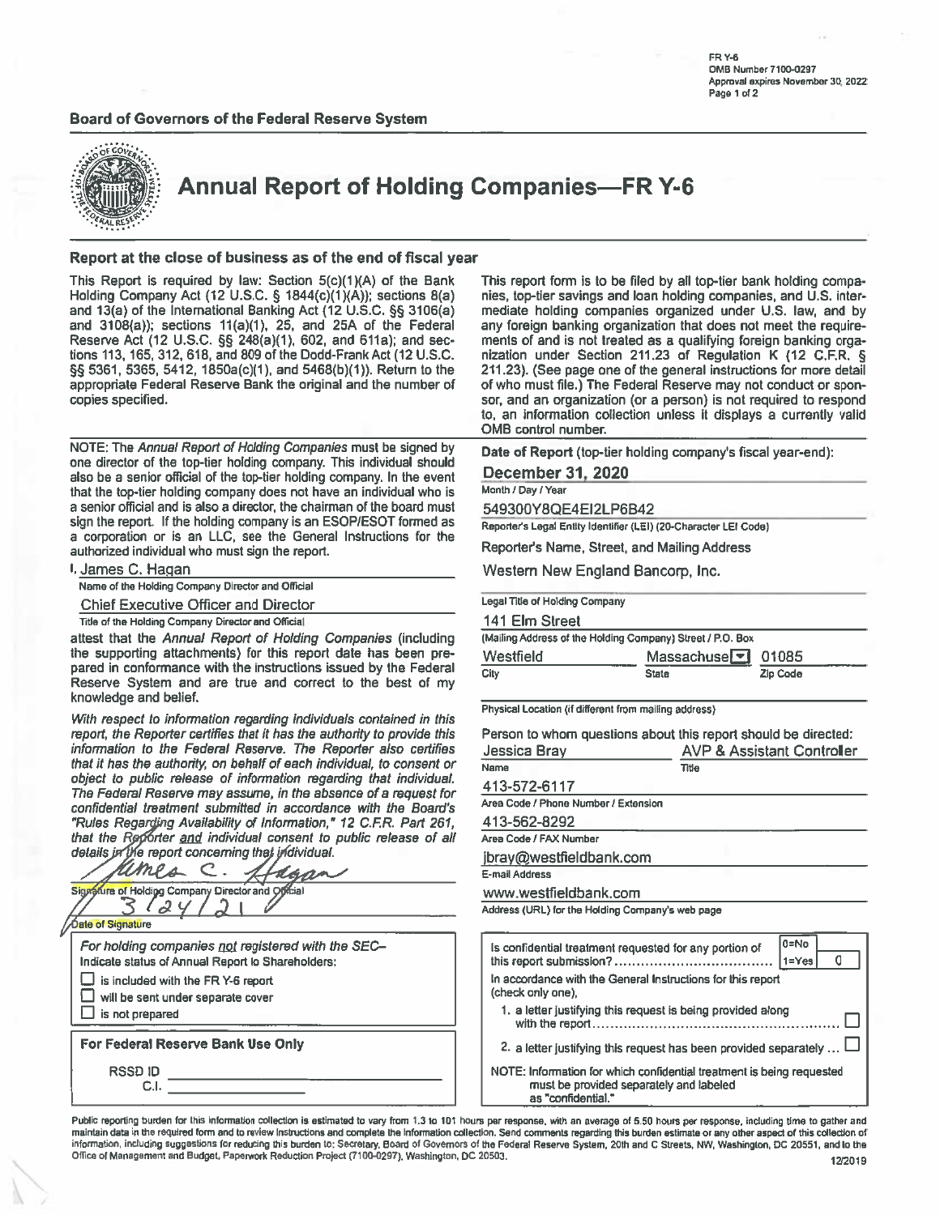FR Y-6
OMB Number 7100-0297
Approval expires November 30, 2022

**Board of Governors of the Federal Reserve System**

# Annual Report of Holding Companies—FR Y-6

## Report at the close of business as of the end of fiscal year

This Report is required by law: Section 5(c)(1)(A) of the Bank Holding Company Act (12 U.S.C. § 1844(c)(1)(A)); sections 8(a) and 13(a) of the International Banking Act (12 U.S.C. §§ 3106(a) and 3108(a)); sections 11(a)(1), 25, and 25A of the Federal Reserve Act (12 U.S.C. §§ 248(a)(1), 602, and 611a); and sections 113, 165, 312, 618, and 809 of the Dodd-Frank Act (12 U.S.C. §§ 5361, 5365, 5412, 1850a(c)(1), and 5468(b)(1)). Return to the appropriate Federal Reserve Bank the original and the number of copies specified.

This report form is to be filed by all top-tier bank holding companies, top-tier savings and loan holding companies, and U.S. intermediate holding companies organized under U.S. law, and by any foreign banking organization that does not meet the requirements of and is not treated as a qualifying foreign banking organization under Section 211.23 of Regulation K (12 C.F.R. § 211.23). (See page one of the general instructions for more detail of who must file.) The Federal Reserve may not conduct or sponsor, and an organization (or a person) is not required to respond to, an information collection unless it displays a currently valid OMB control number.

NOTE: The *Annual Report of Holding Companies* must be signed by one director of the top-tier holding company. This individual should also be a senior official of the top-tier holding company. In the event that the top-tier holding company does not have an individual who is a senior official and is also a director, the chairman of the board must sign the report. If the holding company is an ESOP/ESOT formed as a corporation or is an LLC, see the General Instructions for the authorized individual who must sign the report.

I, James C. Hagan
Name of the Holding Company Director and Official

Chief Executive Officer and Director
Title of the Holding Company Director and Official

attest that the *Annual Report of Holding Companies* (including the supporting attachments) for this report date has been prepared in conformance with the instructions issued by the Federal Reserve System and are true and correct to the best of my knowledge and belief.

*With respect to information regarding individuals contained in this report, the Reporter certifies that it has the authority to provide this information to the Federal Reserve. The Reporter also certifies that it has the authority, on behalf of each individual, to consent or object to public release of information regarding that individual. The Federal Reserve may assume, in the absence of a request for confidential treatment submitted in accordance with the Board's "Rules Regarding Availability of Information," 12 C.F.R. Part 261, that the Reporter* ***and*** *individual consent to public release of all details in the report concerning that individual.*

James C. Hagan
Signature of Holding Company Director and Official

3/24/21
Date of Signature

*For holding companies not registered with the SEC–*
Indicate status of Annual Report to Shareholders:

- ☐ is included with the FR Y-6 report
- ☐ will be sent under separate cover
- ☐ is not prepared

**For Federal Reserve Bank Use Only**

RSSD ID ______
C.I. ______

Date of Report (top-tier holding company's fiscal year-end):
**December 31, 2020**
Month / Day / Year

549300Y8QE4EI2LP6B42
Reporter's Legal Entity Identifier (LEI) (20-Character LEI Code)

Reporter's Name, Street, and Mailing Address

Western New England Bancorp, Inc.
Legal Title of Holding Company

141 Elm Street
(Mailing Address of the Holding Company) Street / P.O. Box

Westfield | Massachusetts | 01085
City | State | Zip Code

Physical Location (if different from mailing address)

Person to whom questions about this report should be directed:

Jessica Bray | AVP & Assistant Controller
Name | Title

413-572-6117
Area Code / Phone Number / Extension

413-562-8292
Area Code / FAX Number

jbray@westfieldbank.com
E-mail Address

www.westfieldbank.com
Address (URL) for the Holding Company's web page

Is confidential treatment requested for any portion of this report submission? (0=No, 1=Yes) 0

In accordance with the General Instructions for this report (check only one),

1. a letter justifying this request is being provided along with the report ☐
2. a letter justifying this request has been provided separately ☐

NOTE: Information for which confidential treatment is being requested must be provided separately and labeled as "confidential."

Public reporting burden for this information collection is estimated to vary from 1.3 to 101 hours per response, with an average of 5.50 hours per response, including time to gather and maintain data in the required form and to review instructions and complete the information collection. Send comments regarding this burden estimate or any other aspect of this collection of information, including suggestions for reducing this burden to: Secretary, Board of Governors of the Federal Reserve System, 20th and C Streets, NW, Washington, DC 20551, and to the Office of Management and Budget, Paperwork Reduction Project (7100-0297), Washington, DC 20503.

12/2019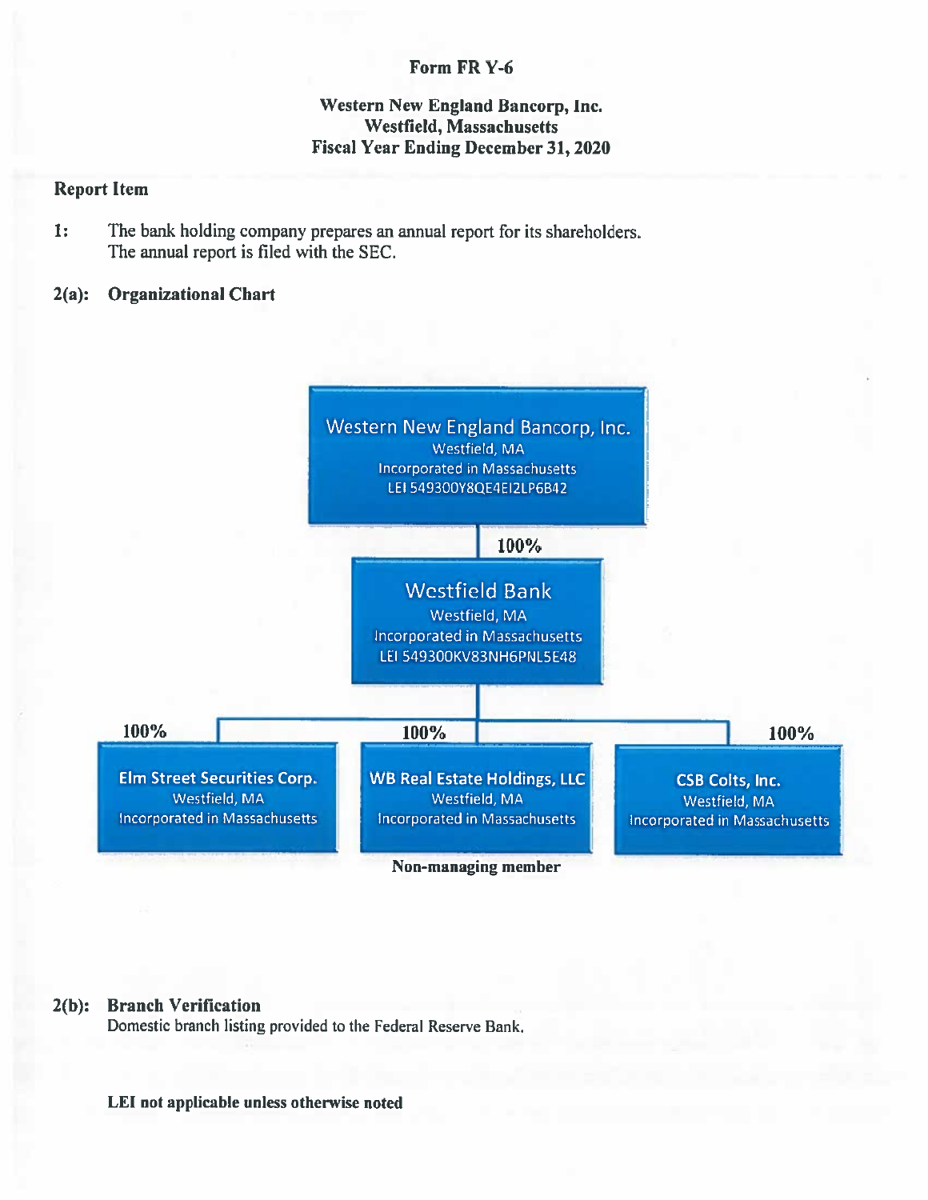# Form FR Y-6

**Western New England Bancorp, Inc.**
**Westfield, Massachusetts**
**Fiscal Year Ending December 31, 2020**

**Report Item**

**1:** The bank holding company prepares an annual report for its shareholders. The annual report is filed with the SEC.

**2(a): Organizational Chart**

Western New England Bancorp, Inc.
Westfield, MA
Incorporated in Massachusetts
LEI 549300Y8QE4EI2LP6B42

100%

Westfield Bank
Westfield, MA
Incorporated in Massachusetts
LEI 549300KV83NH6PNL5E48

100%

Elm Street Securities Corp.
Westfield, MA
Incorporated in Massachusetts

100%

WB Real Estate Holdings, LLC
Westfield, MA
Incorporated in Massachusetts
**Non-managing member**

100%

CSB Colts, Inc.
Westfield, MA
Incorporated in Massachusetts

**2(b): Branch Verification**
Domestic branch listing provided to the Federal Reserve Bank.

**LEI not applicable unless otherwise noted**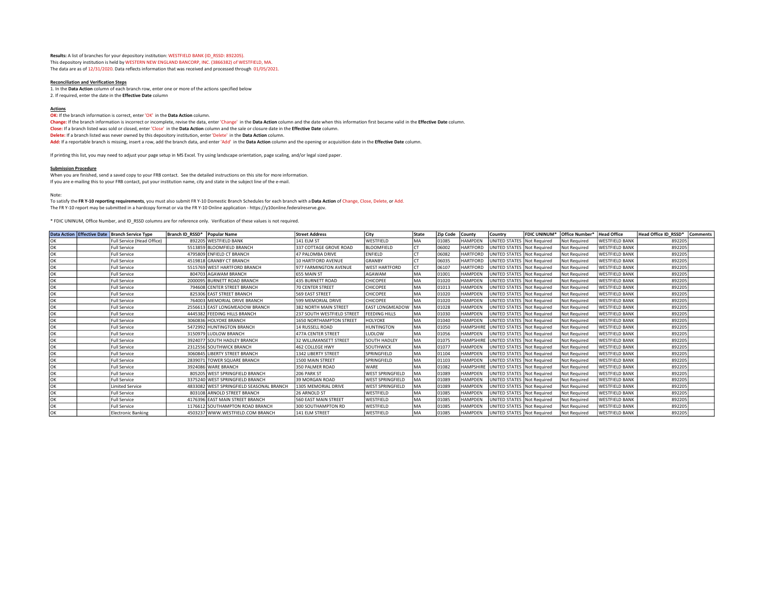**Results:** A list of branches for your depository institution: WESTFIELD BANK (ID_RSSD: 892205).
This depository institution is held by WESTERN NEW ENGLAND BANCORP, INC. (3866382) of WESTFIELD, MA.
The data are as of 12/31/2020. Data reflects information that was received and processed through 01/05/2021.

**Reconciliation and Verification Steps**

1. In the **Data Action** column of each branch row, enter one or more of the actions specified below
2. If required, enter the date in the **Effective Date** column

**Actions**

**OK:** If the branch information is correct, enter 'OK' in the **Data Action** column.
**Change:** If the branch information is incorrect or incomplete, revise the data, enter 'Change' in the **Data Action** column and the date when this information first became valid in the **Effective Date** column.
**Close:** If a branch listed was sold or closed, enter 'Close' in the **Data Action** column and the sale or closure date in the **Effective Date** column.
**Delete:** If a branch listed was never owned by this depository institution, enter 'Delete' in the **Data Action** column.
**Add:** If a reportable branch is missing, insert a row, add the branch data, and enter 'Add' in the **Data Action** column and the opening or acquisition date in the **Effective Date** column.

If printing this list, you may need to adjust your page setup in MS Excel. Try using landscape orientation, page scaling, and/or legal sized paper.

**Submission Procedure**

When you are finished, send a saved copy to your FRB contact. See the detailed instructions on this site for more information.
If you are e-mailing this to your FRB contact, put your institution name, city and state in the subject line of the e-mail.

Note:
To satisfy the **FR Y-10 reporting requirements**, you must also submit FR Y-10 Domestic Branch Schedules for each branch with a **Data Action** of Change, Close, Delete, or Add.
The FR Y-10 report may be submitted in a hardcopy format or via the FR Y-10 Online application - https://y10online.federalreserve.gov.

* FDIC UNINUM, Office Number, and ID_RSSD columns are for reference only. Verification of these values is not required.

| Data Action | Effective Date | Branch Service Type | Branch ID_RSSD* | Popular Name | Street Address | City | State | Zip Code | County | Country | FDIC UNINUM* | Office Number* | Head Office | Head Office ID_RSSD* | Comments |
|---|---|---|---|---|---|---|---|---|---|---|---|---|---|---|---|
| OK | | Full Service (Head Office) | 892205 | WESTFIELD BANK | 141 ELM ST | WESTFIELD | MA | 01085 | HAMPDEN | UNITED STATES | Not Required | Not Required | WESTFIELD BANK | 892205 | |
| OK | | Full Service | 5513859 | BLOOMFIELD BRANCH | 337 COTTAGE GROVE ROAD | BLOOMFIELD | CT | 06002 | HARTFORD | UNITED STATES | Not Required | Not Required | WESTFIELD BANK | 892205 | |
| OK | | Full Service | 4795809 | ENFIELD CT BRANCH | 47 PALOMBA DRIVE | ENFIELD | CT | 06082 | HARTFORD | UNITED STATES | Not Required | Not Required | WESTFIELD BANK | 892205 | |
| OK | | Full Service | 4519818 | GRANBY CT BRANCH | 10 HARTFORD AVENUE | GRANBY | CT | 06035 | HARTFORD | UNITED STATES | Not Required | Not Required | WESTFIELD BANK | 892205 | |
| OK | | Full Service | 5515769 | WEST HARTFORD BRANCH | 977 FARMINGTON AVENUE | WEST HARTFORD | CT | 06107 | HARTFORD | UNITED STATES | Not Required | Not Required | WESTFIELD BANK | 892205 | |
| OK | | Full Service | 804703 | AGAWAM BRANCH | 655 MAIN ST | AGAWAM | MA | 01001 | HAMPDEN | UNITED STATES | Not Required | Not Required | WESTFIELD BANK | 892205 | |
| OK | | Full Service | 2000095 | BURNETT ROAD BRANCH | 435 BURNETT ROAD | CHICOPEE | MA | 01020 | HAMPDEN | UNITED STATES | Not Required | Not Required | WESTFIELD BANK | 892205 | |
| OK | | Full Service | 794608 | CENTER STREET BRANCH | 70 CENTER STREET | CHICOPEE | MA | 01013 | HAMPDEN | UNITED STATES | Not Required | Not Required | WESTFIELD BANK | 892205 | |
| OK | | Full Service | 825306 | EAST STREET BRANCH | 569 EAST STREET | CHICOPEE | MA | 01020 | HAMPDEN | UNITED STATES | Not Required | Not Required | WESTFIELD BANK | 892205 | |
| OK | | Full Service | 764003 | MEMORIAL DRIVE BRANCH | 599 MEMORIAL DRIVE | CHICOPEE | MA | 01020 | HAMPDEN | UNITED STATES | Not Required | Not Required | WESTFIELD BANK | 892205 | |
| OK | | Full Service | 2556613 | EAST LONGMEADOW BRANCH | 382 NORTH MAIN STREET | EAST LONGMEADOW | MA | 01028 | HAMPDEN | UNITED STATES | Not Required | Not Required | WESTFIELD BANK | 892205 | |
| OK | | Full Service | 4445382 | FEEDING HILLS BRANCH | 237 SOUTH WESTFIELD STREET | FEEDING HILLS | MA | 01030 | HAMPDEN | UNITED STATES | Not Required | Not Required | WESTFIELD BANK | 892205 | |
| OK | | Full Service | 3060836 | HOLYOKE BRANCH | 1650 NORTHAMPTON STREET | HOLYOKE | MA | 01040 | HAMPDEN | UNITED STATES | Not Required | Not Required | WESTFIELD BANK | 892205 | |
| OK | | Full Service | 5472992 | HUNTINGTON BRANCH | 14 RUSSELL ROAD | HUNTINGTON | MA | 01050 | HAMPSHIRE | UNITED STATES | Not Required | Not Required | WESTFIELD BANK | 892205 | |
| OK | | Full Service | 3150979 | LUDLOW BRANCH | 477A CENTER STREET | LUDLOW | MA | 01056 | HAMPDEN | UNITED STATES | Not Required | Not Required | WESTFIELD BANK | 892205 | |
| OK | | Full Service | 3924077 | SOUTH HADLEY BRANCH | 32 WILLIMANSETT STREET | SOUTH HADLEY | MA | 01075 | HAMPSHIRE | UNITED STATES | Not Required | Not Required | WESTFIELD BANK | 892205 | |
| OK | | Full Service | 2312556 | SOUTHWICK BRANCH | 462 COLLEGE HWY | SOUTHWICK | MA | 01077 | HAMPDEN | UNITED STATES | Not Required | Not Required | WESTFIELD BANK | 892205 | |
| OK | | Full Service | 3060845 | LIBERTY STREET BRANCH | 1342 LIBERTY STREET | SPRINGFIELD | MA | 01104 | HAMPDEN | UNITED STATES | Not Required | Not Required | WESTFIELD BANK | 892205 | |
| OK | | Full Service | 2839071 | TOWER SQUARE BRANCH | 1500 MAIN STREET | SPRINGFIELD | MA | 01103 | HAMPDEN | UNITED STATES | Not Required | Not Required | WESTFIELD BANK | 892205 | |
| OK | | Full Service | 3924086 | WARE BRANCH | 350 PALMER ROAD | WARE | MA | 01082 | HAMPSHIRE | UNITED STATES | Not Required | Not Required | WESTFIELD BANK | 892205 | |
| OK | | Full Service | 805205 | WEST SPRINGFIELD BRANCH | 206 PARK ST | WEST SPRINGFIELD | MA | 01089 | HAMPDEN | UNITED STATES | Not Required | Not Required | WESTFIELD BANK | 892205 | |
| OK | | Full Service | 3375240 | WEST SPRINGFIELD BRANCH | 39 MORGAN ROAD | WEST SPRINGFIELD | MA | 01089 | HAMPDEN | UNITED STATES | Not Required | Not Required | WESTFIELD BANK | 892205 | |
| OK | | Limited Service | 4833082 | WEST SPRINGFIELD SEASONAL BRANCH | 1305 MEMORIAL DRIVE | WEST SPRINGFIELD | MA | 01089 | HAMPDEN | UNITED STATES | Not Required | Not Required | WESTFIELD BANK | 892205 | |
| OK | | Full Service | 803108 | ARNOLD STREET BRANCH | 26 ARNOLD ST | WESTFIELD | MA | 01085 | HAMPDEN | UNITED STATES | Not Required | Not Required | WESTFIELD BANK | 892205 | |
| OK | | Full Service | 4176396 | EAST MAIN STREET BRANCH | 560 EAST MAIN STREET | WESTFIELD | MA | 01085 | HAMPDEN | UNITED STATES | Not Required | Not Required | WESTFIELD BANK | 892205 | |
| OK | | Full Service | 1176612 | SOUTHAMPTON ROAD BRANCH | 300 SOUTHAMPTON RD | WESTFIELD | MA | 01085 | HAMPDEN | UNITED STATES | Not Required | Not Required | WESTFIELD BANK | 892205 | |
| OK | | Electronic Banking | 4503237 | WWW.WESTFIELD.COM BRANCH | 141 ELM STREET | WESTFIELD | MA | 01085 | HAMPDEN | UNITED STATES | Not Required | Not Required | WESTFIELD BANK | 892205 | |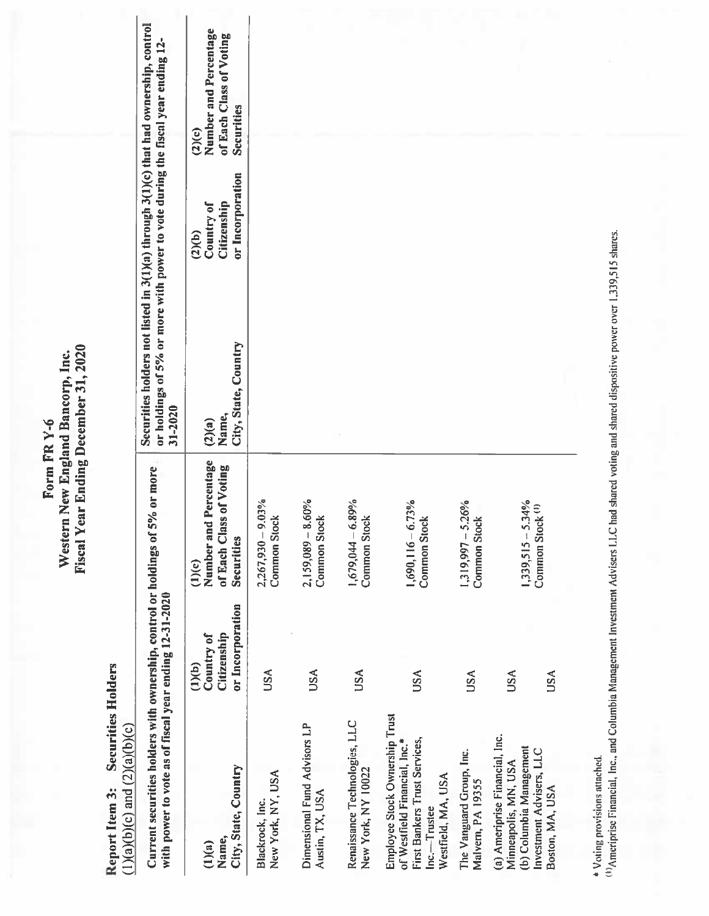# Form FR Y-6
## Western New England Bancorp, Inc.
## Fiscal Year Ending December 31, 2020

**Report Item 3: Securities Holders**
(1)(a)(b)(c) and (2)(a)(b)(c)

| Current securities holders with ownership, control or holdings of 5% or more with power to vote as of fiscal year ending 12-31-2020 | | | Securities holders not listed in 3(1)(a) through 3(1)(c) that had ownership, control or holdings of 5% or more with power to vote during the fiscal year ending 12-31-2020 | | |
|---|---|---|---|---|---|
| **(1)(a) Name, City, State, Country** | **(1)(b) Country of Citizenship or Incorporation** | **(1)(c) Number and Percentage of Each Class of Voting Securities** | **(2)(a) Name, City, State, Country** | **(2)(b) Country of Citizenship or Incorporation** | **(2)(c) Number and Percentage of Each Class of Voting Securities** |
| Blackrock, Inc. New York, NY, USA | USA | 2,267,930 – 9.03% Common Stock | | | |
| Dimensional Fund Advisors LP Austin, TX, USA | USA | 2,159,089 – 8.60% Common Stock | | | |
| Renaissance Technologies, LLC New York, NY 10022 | USA | 1,679,044 – 6.89% Common Stock | | | |
| Employee Stock Ownership Trust of Westfield Financial, Inc.* First Bankers Trust Services, Inc.—Trustee Westfield, MA, USA | USA | 1,690,116 – 6.73% Common Stock | | | |
| The Vanguard Group, Inc. Malvern, PA 19355 | USA | 1,319,997 – 5.26% Common Stock | | | |
| (a) Ameriprise Financial, Inc. Minneapolis, MN, USA (b) Columbia Management Investment Advisers, LLC Boston, MA, USA | USA USA | 1,339,515 – 5.34% Common Stock [(1)] | | | |

\* Voting provisions attached.

[(1)] Ameriprise Financial, Inc., and Columbia Management Investment Advisers LLC had shared voting and shared dispositive power over 1,339,515 shares.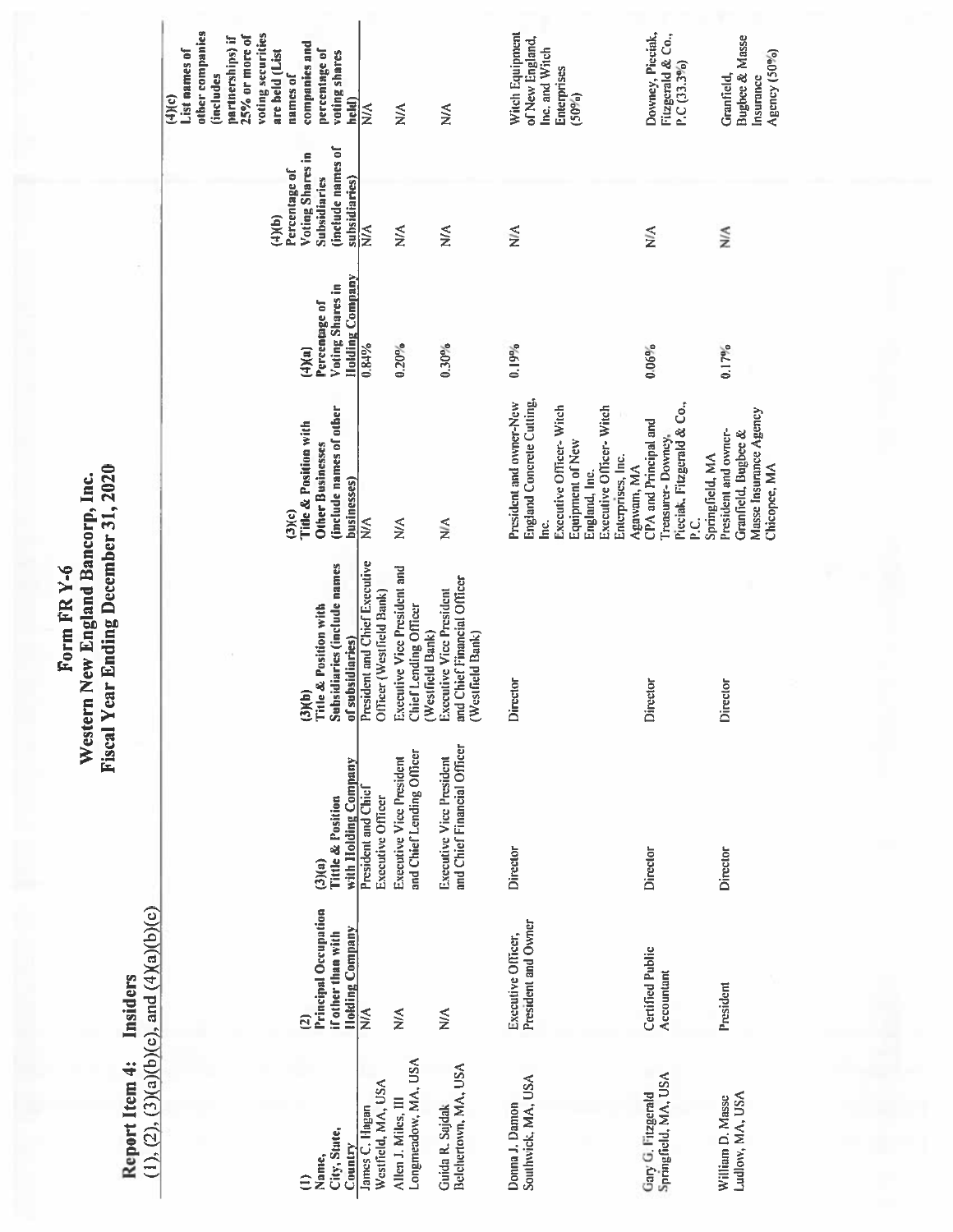# Form FR Y-6
# Western New England Bancorp, Inc.
# Fiscal Year Ending December 31, 2020

**Report Item 4: Insiders**
(1), (2), (3)(a)(b)(c), and (4)(a)(b)(c)

| (1) Name, City, State, Country | (2) Principal Occupation if other than with Holding Company | (3)(a) Title & Position with Holding Company | (3)(b) Title & Position with Subsidiaries (include names of subsidiaries) | (3)(c) Title & Position with Other Businesses (include names of other businesses) | (4)(a) Percentage of Voting Shares in Holding Company | (4)(b) Percentage of Voting Shares in Subsidiaries (include names of subsidiaries) | (4)(c) List names of other companies (includes partnerships) if 25% or more of voting securities are held (List names of companies and percentage of voting shares held) |
|---|---|---|---|---|---|---|---|
| James C. Hagan Westfield, MA, USA | N/A | President and Chief Executive Officer | President and Chief Executive Officer (Westfield Bank) | N/A | 0.84% | N/A | N/A |
| Allen J. Miles, III Longmeadow, MA, USA | N/A | Executive Vice President and Chief Lending Officer | Executive Vice President and Chief Lending Officer (Westfield Bank) | N/A | 0.20% | N/A | N/A |
| Guida R. Sajdak Belchertown, MA, USA | N/A | Executive Vice President and Chief Financial Officer | Executive Vice President and Chief Financial Officer (Westfield Bank) | N/A | 0.30% | N/A | N/A |
| Donna J. Damon Southwick, MA, USA | Executive Officer, President and Owner | Director | Director | President and owner-New England Concrete Cutting, Inc. Executive Officer- Witch Equipment of New England, Inc. Executive Officer- Witch Enterprises, Inc. Agawam, MA | 0.19% | N/A | Witch Equipment of New England, Inc. and Witch Enterprises (50%) |
| Gary G. Fitzgerald Springfield, MA, USA | Certified Public Accountant | Director | Director | CPA and Principal and Treasurer- Downey, Pieciak, Fitzgerald & Co., P.C. Springfield, MA | 0.06% | N/A | Downey, Pieciak, Fitzgerald & Co., P.C (33.3%) |
| William D. Masse Ludlow, MA, USA | President | Director | Director | President and owner- Granfield, Bugbee & Masse Insurance Agency Chicopee, MA | 0.17% | N/A | Granfield, Bugbee & Masse Insurance Agency (50%) |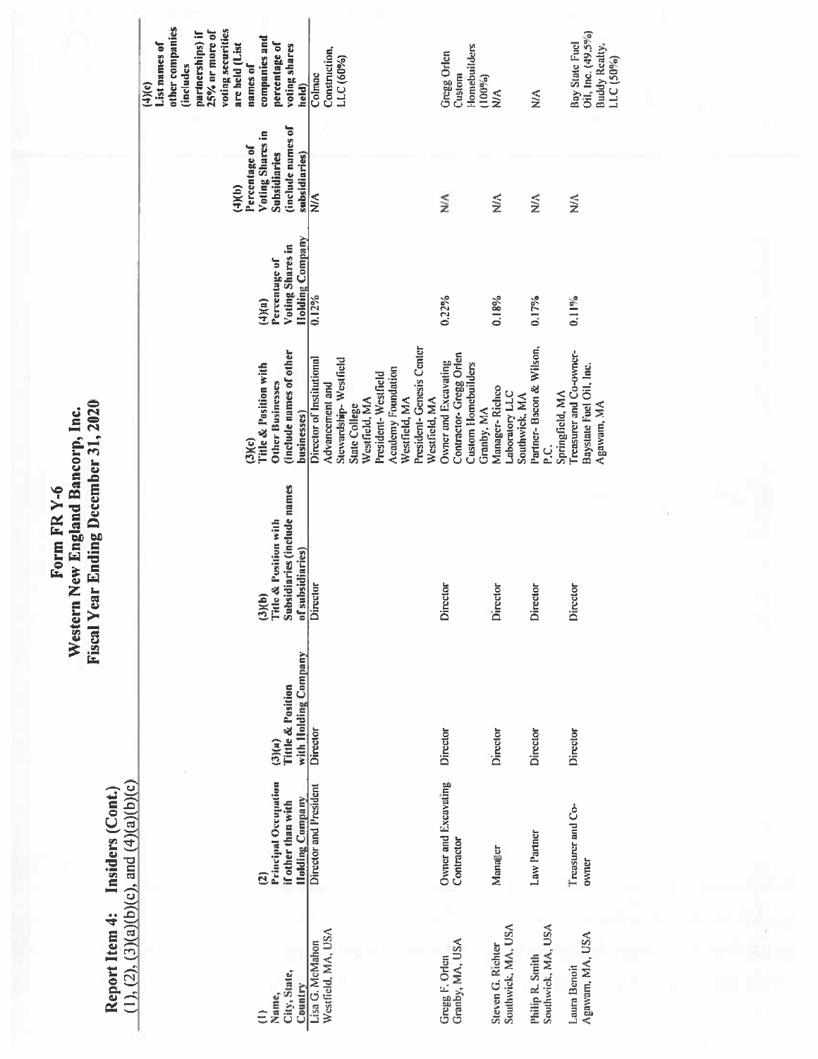# Form FR Y-6
# Western New England Bancorp, Inc.
# Fiscal Year Ending December 31, 2020

**Report Item 4: Insiders (Cont.)**
**(1), (2), (3)(a)(b)(c), and (4)(a)(b)(c)**

| (1) Name, City, State, Country | (2) Principal Occupation if other than with Holding Company | (3)(a) Title & Position with Holding Company | (3)(b) Title & Position with Subsidiaries (include names of subsidiaries) | (3)(c) Title & Position with Other Businesses (include names of other businesses) | (4)(a) Percentage of Voting Shares in Holding Company | (4)(b) Percentage of Voting Shares in Subsidiaries (include names of subsidiaries) | (4)(c) List names of other companies (includes partnerships) if 25% or more of voting securities are held (List names of companies and percentage of voting shares held) |
|---|---|---|---|---|---|---|---|
| Lisa G. McMahon Westfield, MA, USA | Director and President | Director | Director | Director of Institutional Advancement and Stewardship- Westfield State College Westfield, MA President- Westfield Academy Foundation Westfield, MA President- Genesis Center Westfield, MA | 0.12% | N/A | Colmac Construction, LLC (60%) |
| Gregg F. Orlen Granby, MA, USA | Owner and Excavating Contractor | Director | Director | Owner and Excavating Contractor- Gregg Orlen Custom Homebuilders Granby, MA | 0.22% | N/A | Gregg Orlen Custom Homebuilders (100%) |
| Steven G. Richter Southwick, MA, USA | Manager | Director | Director | Manager- Richco Laboratory LLC Southwick, MA | 0.18% | N/A | N/A |
| Philip R. Smith Southwick, MA, USA | Law Partner | Director | Director | Partner- Bacon & Wilson, P.C. Springfield, MA | 0.17% | N/A | N/A |
| Laura Benoit Agawam, MA, USA | Treasurer and Co-owner | Director | Director | Treasurer and Co-owner- Baystate Fuel Oil, Inc. Agawam, MA | 0.11% | N/A | Bay State Fuel Oil, Inc. (49.5%) Buddy Realty, LLC (50%) |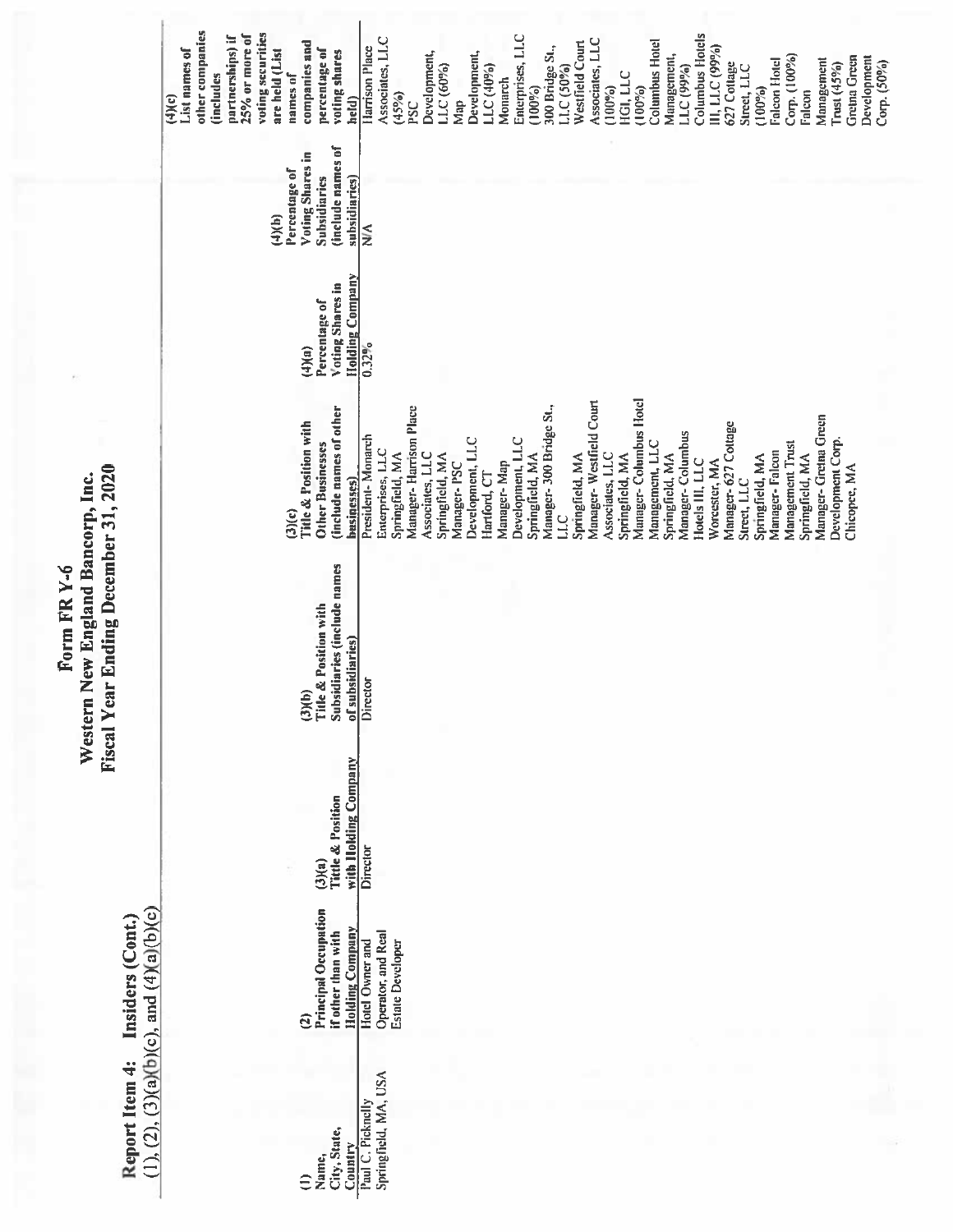# Form FR Y-6
## Western New England Bancorp, Inc.
## Fiscal Year Ending December 31, 2020

**Report Item 4: Insiders (Cont.)**
**(1), (2), (3)(a)(b)(c), and (4)(a)(b)(c)**

| (1) Name, City, State, Country | (2) Principal Occupation if other than with Holding Company | (3)(a) Title & Position with Holding Company | (3)(b) Title & Position with Subsidiaries (include names of subsidiaries) | (3)(c) Title & Position with Other Businesses (include names of other businesses) | (4)(a) Percentage of Voting Shares in Holding Company | (4)(b) Percentage of Voting Shares in Subsidiaries (include names of subsidiaries) | (4)(c) List names of other companies (includes partnerships) if 25% or more of voting securities are held (List names of companies and percentage of voting shares held) |
|---|---|---|---|---|---|---|---|
| Paul C. Picknelly Springfield, MA, USA | Hotel Owner and Operator, and Real Estate Developer | Director | Director | President- Monarch Enterprises, LLC Springfield, MA Manager- Harrison Place Associates, LLC Springfield, MA Manager- PSC Development, LLC Hartford, CT Manager- Map Development, LLC Springfield, MA Manager- 300 Bridge St., LLC Springfield, MA Manager- Westfield Court Associates, LLC Springfield, MA Manager- Columbus Hotel Manangement, LLC Springfield, MA Manager- Columbus Hotels III, LLC Worcester, MA Manager- 627 Cottage Street, LLC Springfield, MA Manager- Falcon Management Trust Springfield, MA Manager- Gretna Green Development Corp. Chicopee, MA | 0.32% | N/A | Harrison Place Associates, LLC (45%) PSC Development, LLC (60%) Map Development, LLC (40%) Monarch Enterprises, LLC (100%) 300 Bridge St., LLC (50%) Westfield Court Associates, LLC (100%) HGI, LLC (100%) Columbus Hotel Management, LLC (99%) Columbus Hotels III, LLC (99%) 627 Cottage Street, LLC (100%) Falcon Hotel Corp. (100%) Falcon Management Trust (45%) Gretna Green Development Corp. (50%) |